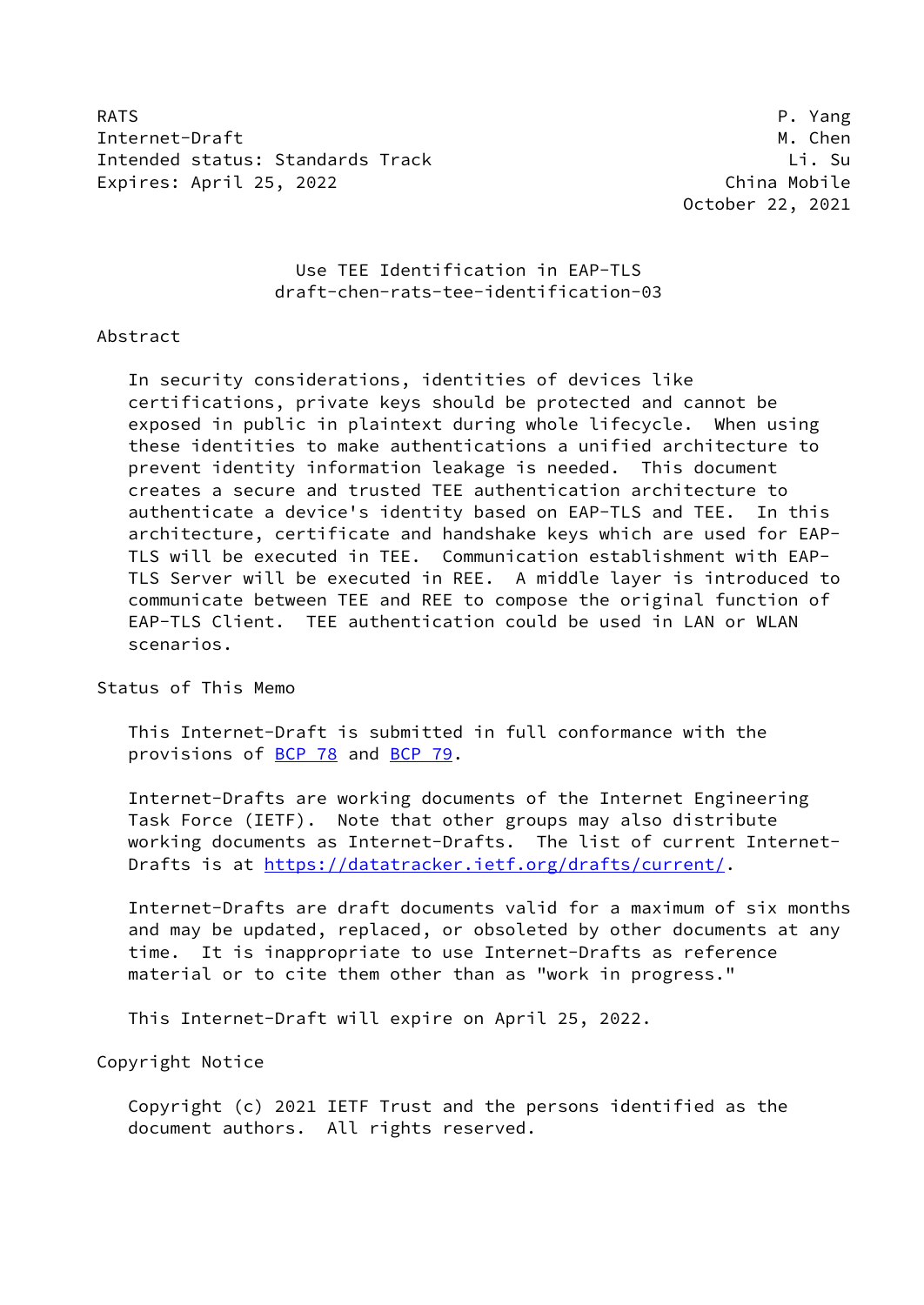RATS P. Yang
Internet-Draft M. Chen
Intended status: Standards Track Li. Su
Expires: April 25, 2022 China Mobile
October 22, 2021

# Use TEE Identification in EAP-TLS
draft-chen-rats-tee-identification-03

## Abstract

In security considerations, identities of devices like certifications, private keys should be protected and cannot be exposed in public in plaintext during whole lifecycle. When using these identities to make authentications a unified architecture to prevent identity information leakage is needed. This document creates a secure and trusted TEE authentication architecture to authenticate a device's identity based on EAP-TLS and TEE. In this architecture, certificate and handshake keys which are used for EAP-TLS will be executed in TEE. Communication establishment with EAP-TLS Server will be executed in REE. A middle layer is introduced to communicate between TEE and REE to compose the original function of EAP-TLS Client. TEE authentication could be used in LAN or WLAN scenarios.

## Status of This Memo

This Internet-Draft is submitted in full conformance with the provisions of BCP 78 and BCP 79.

Internet-Drafts are working documents of the Internet Engineering Task Force (IETF). Note that other groups may also distribute working documents as Internet-Drafts. The list of current Internet-Drafts is at https://datatracker.ietf.org/drafts/current/.

Internet-Drafts are draft documents valid for a maximum of six months and may be updated, replaced, or obsoleted by other documents at any time. It is inappropriate to use Internet-Drafts as reference material or to cite them other than as "work in progress."

This Internet-Draft will expire on April 25, 2022.

## Copyright Notice

Copyright (c) 2021 IETF Trust and the persons identified as the document authors. All rights reserved.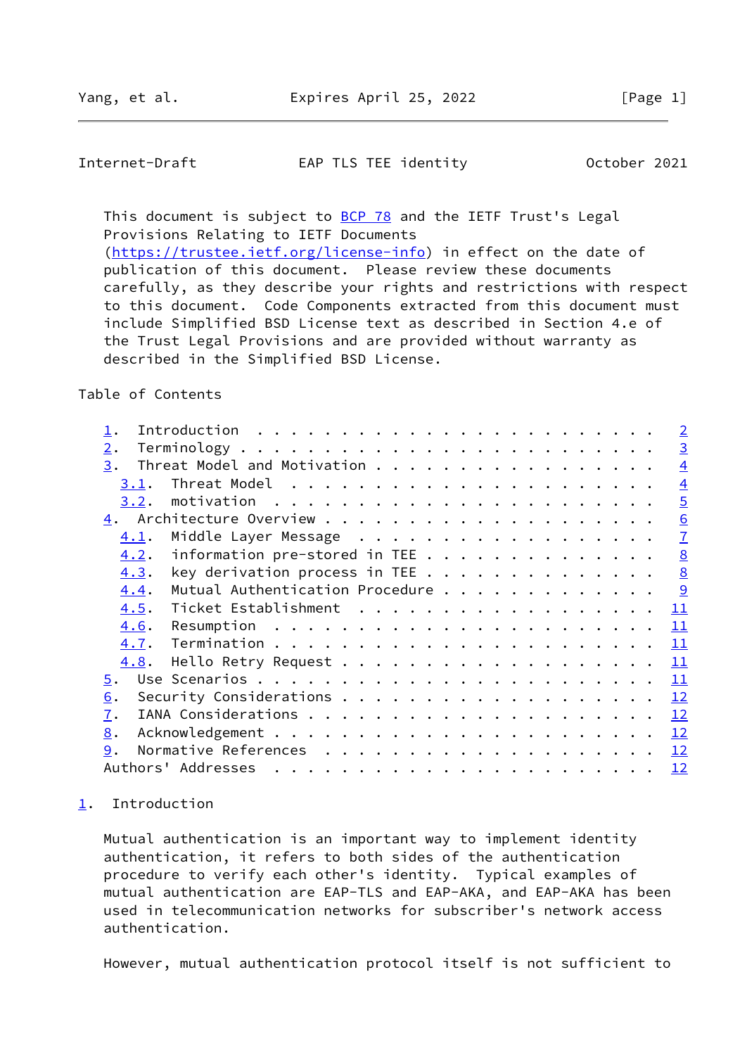This document is subject to BCP 78 and the IETF Trust's Legal Provisions Relating to IETF Documents (https://trustee.ietf.org/license-info) in effect on the date of publication of this document. Please review these documents carefully, as they describe your rights and restrictions with respect to this document. Code Components extracted from this document must include Simplified BSD License text as described in Section 4.e of the Trust Legal Provisions and are provided without warranty as described in the Simplified BSD License.

Table of Contents

```
   1.  Introduction . . . . . . . . . . . . . . . . . . . . . . . .   2
   2.  Terminology  . . . . . . . . . . . . . . . . . . . . . . . .   3
   3.  Threat Model and Motivation  . . . . . . . . . . . . . . . .   4
     3.1.  Threat Model . . . . . . . . . . . . . . . . . . . . . .   4
     3.2.  motivation . . . . . . . . . . . . . . . . . . . . . . .   5
   4.  Architecture Overview  . . . . . . . . . . . . . . . . . . .   6
     4.1.  Middle Layer Message . . . . . . . . . . . . . . . . . .   7
     4.2.  information pre-stored in TEE  . . . . . . . . . . . . .   8
     4.3.  key derivation process in TEE  . . . . . . . . . . . . .   8
     4.4.  Mutual Authentication Procedure  . . . . . . . . . . . .   9
     4.5.  Ticket Establishment . . . . . . . . . . . . . . . . . .  11
     4.6.  Resumption . . . . . . . . . . . . . . . . . . . . . . .  11
     4.7.  Termination  . . . . . . . . . . . . . . . . . . . . . .  11
     4.8.  Hello Retry Request  . . . . . . . . . . . . . . . . . .  11
   5.  Use Scenarios  . . . . . . . . . . . . . . . . . . . . . . .  11
   6.  Security Considerations  . . . . . . . . . . . . . . . . . .  12
   7.  IANA Considerations  . . . . . . . . . . . . . . . . . . . .  12
   8.  Acknowledgement  . . . . . . . . . . . . . . . . . . . . . .  12
   9.  Normative References . . . . . . . . . . . . . . . . . . . .  12
   Authors' Addresses . . . . . . . . . . . . . . . . . . . . . . .  12
```

## 1. Introduction

Mutual authentication is an important way to implement identity authentication, it refers to both sides of the authentication procedure to verify each other's identity. Typical examples of mutual authentication are EAP-TLS and EAP-AKA, and EAP-AKA has been used in telecommunication networks for subscriber's network access authentication.

However, mutual authentication protocol itself is not sufficient to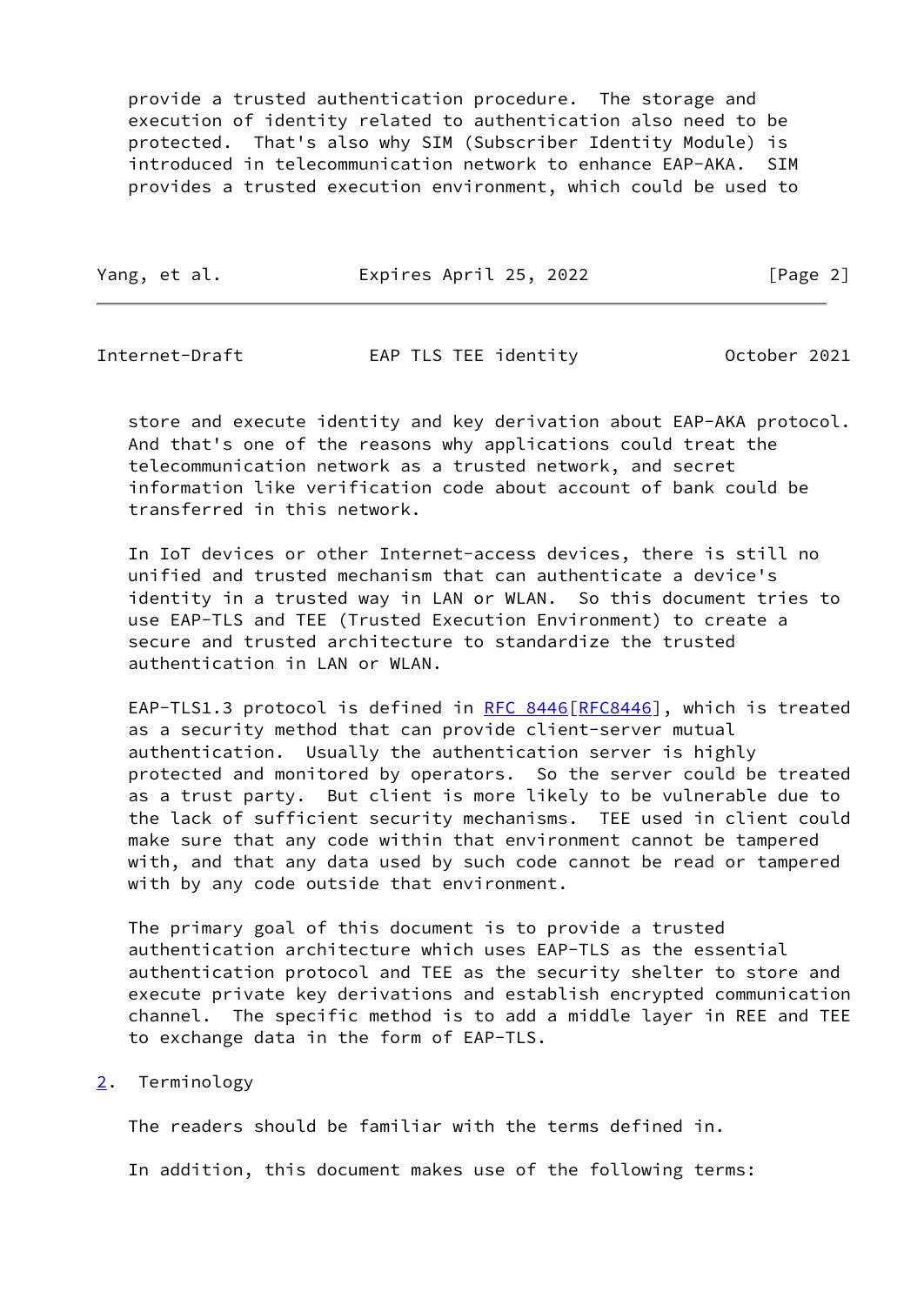provide a trusted authentication procedure. The storage and execution of identity related to authentication also need to be protected. That's also why SIM (Subscriber Identity Module) is introduced in telecommunication network to enhance EAP-AKA. SIM provides a trusted execution environment, which could be used to store and execute identity and key derivation about EAP-AKA protocol. And that's one of the reasons why applications could treat the telecommunication network as a trusted network, and secret information like verification code about account of bank could be transferred in this network.

In IoT devices or other Internet-access devices, there is still no unified and trusted mechanism that can authenticate a device's identity in a trusted way in LAN or WLAN. So this document tries to use EAP-TLS and TEE (Trusted Execution Environment) to create a secure and trusted architecture to standardize the trusted authentication in LAN or WLAN.

EAP-TLS1.3 protocol is defined in RFC 8446[RFC8446], which is treated as a security method that can provide client-server mutual authentication. Usually the authentication server is highly protected and monitored by operators. So the server could be treated as a trust party. But client is more likely to be vulnerable due to the lack of sufficient security mechanisms. TEE used in client could make sure that any code within that environment cannot be tampered with, and that any data used by such code cannot be read or tampered with by any code outside that environment.

The primary goal of this document is to provide a trusted authentication architecture which uses EAP-TLS as the essential authentication protocol and TEE as the security shelter to store and execute private key derivations and establish encrypted communication channel. The specific method is to add a middle layer in REE and TEE to exchange data in the form of EAP-TLS.

## 2. Terminology

The readers should be familiar with the terms defined in.

In addition, this document makes use of the following terms: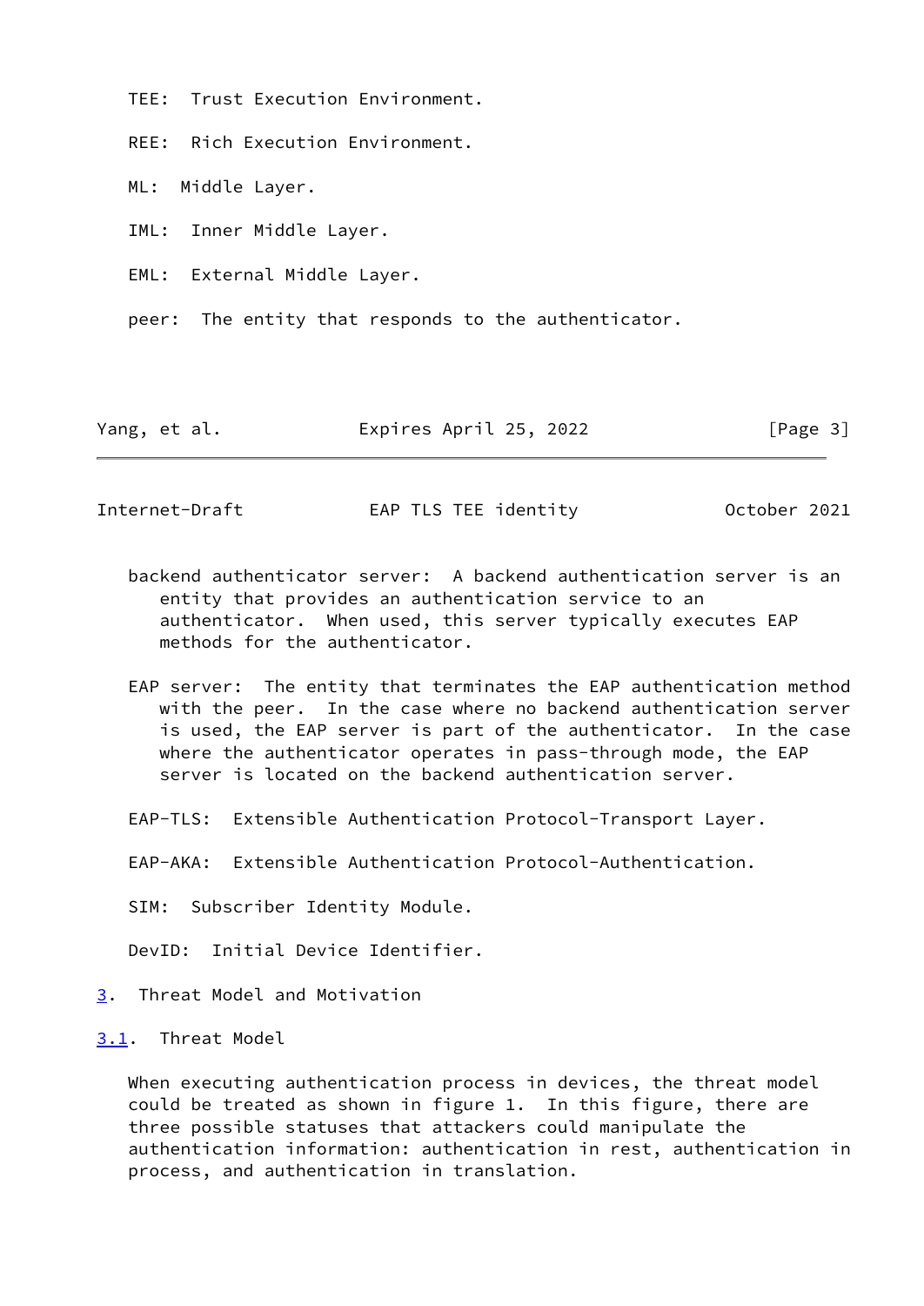TEE: Trust Execution Environment.

REE: Rich Execution Environment.

ML: Middle Layer.

IML: Inner Middle Layer.

EML: External Middle Layer.

peer: The entity that responds to the authenticator.

backend authenticator server: A backend authentication server is an entity that provides an authentication service to an authenticator. When used, this server typically executes EAP methods for the authenticator.

EAP server: The entity that terminates the EAP authentication method with the peer. In the case where no backend authentication server is used, the EAP server is part of the authenticator. In the case where the authenticator operates in pass-through mode, the EAP server is located on the backend authentication server.

EAP-TLS: Extensible Authentication Protocol-Transport Layer.

EAP-AKA: Extensible Authentication Protocol-Authentication.

SIM: Subscriber Identity Module.

DevID: Initial Device Identifier.

## 3. Threat Model and Motivation

### 3.1. Threat Model

When executing authentication process in devices, the threat model could be treated as shown in figure 1. In this figure, there are three possible statuses that attackers could manipulate the authentication information: authentication in rest, authentication in process, and authentication in translation.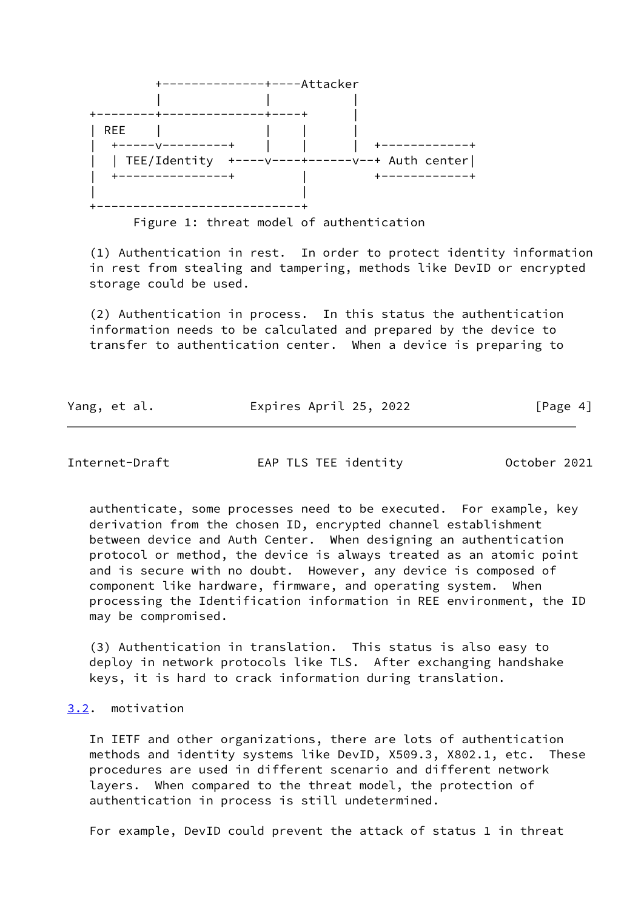```
         +--------------+----Attacker
         |              |          |
+--------+--------------+----+     |
| REE    |              |    |     |
|  +-----v---------+    |    |     |  +------------+
|  | TEE/Identity  +----v----+------v--+ Auth center|
|  +---------------+         |          +------------+
|                            |
+----------------------------+
```

Figure 1: threat model of authentication

(1) Authentication in rest. In order to protect identity information in rest from stealing and tampering, methods like DevID or encrypted storage could be used.

(2) Authentication in process. In this status the authentication information needs to be calculated and prepared by the device to transfer to authentication center. When a device is preparing to authenticate, some processes need to be executed. For example, key derivation from the chosen ID, encrypted channel establishment between device and Auth Center. When designing an authentication protocol or method, the device is always treated as an atomic point and is secure with no doubt. However, any device is composed of component like hardware, firmware, and operating system. When processing the Identification information in REE environment, the ID may be compromised.

(3) Authentication in translation. This status is also easy to deploy in network protocols like TLS. After exchanging handshake keys, it is hard to crack information during translation.

### 3.2. motivation

In IETF and other organizations, there are lots of authentication methods and identity systems like DevID, X509.3, X802.1, etc. These procedures are used in different scenario and different network layers. When compared to the threat model, the protection of authentication in process is still undetermined.

For example, DevID could prevent the attack of status 1 in threat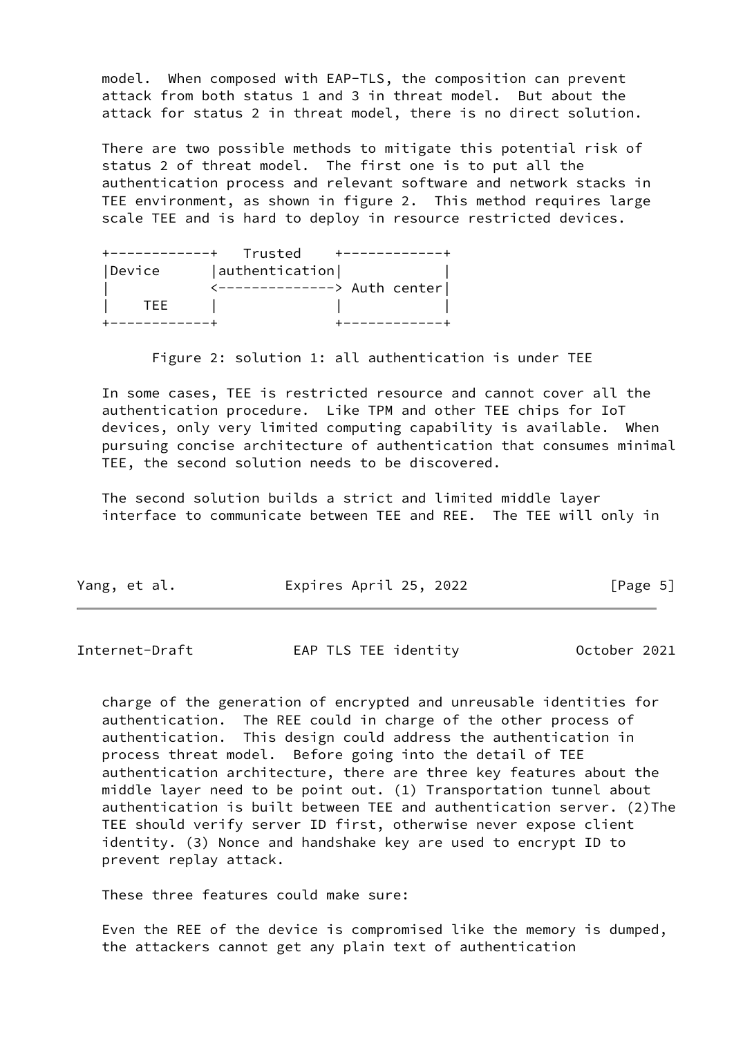model. When composed with EAP-TLS, the composition can prevent attack from both status 1 and 3 in threat model. But about the attack for status 2 in threat model, there is no direct solution.

There are two possible methods to mitigate this potential risk of status 2 of threat model. The first one is to put all the authentication process and relevant software and network stacks in TEE environment, as shown in figure 2. This method requires large scale TEE and is hard to deploy in resource restricted devices.

```
+------------+   Trusted    +------------+
|Device      |authentication|            |
|            <--------------> Auth center|
|    TEE     |              |            |
+------------+              +------------+
```

Figure 2: solution 1: all authentication is under TEE

In some cases, TEE is restricted resource and cannot cover all the authentication procedure. Like TPM and other TEE chips for IoT devices, only very limited computing capability is available. When pursuing concise architecture of authentication that consumes minimal TEE, the second solution needs to be discovered.

The second solution builds a strict and limited middle layer interface to communicate between TEE and REE. The TEE will only in charge of the generation of encrypted and unreusable identities for authentication. The REE could in charge of the other process of authentication. This design could address the authentication in process threat model. Before going into the detail of TEE authentication architecture, there are three key features about the middle layer need to be point out. (1) Transportation tunnel about authentication is built between TEE and authentication server. (2)The TEE should verify server ID first, otherwise never expose client identity. (3) Nonce and handshake key are used to encrypt ID to prevent replay attack.

These three features could make sure:

Even the REE of the device is compromised like the memory is dumped, the attackers cannot get any plain text of authentication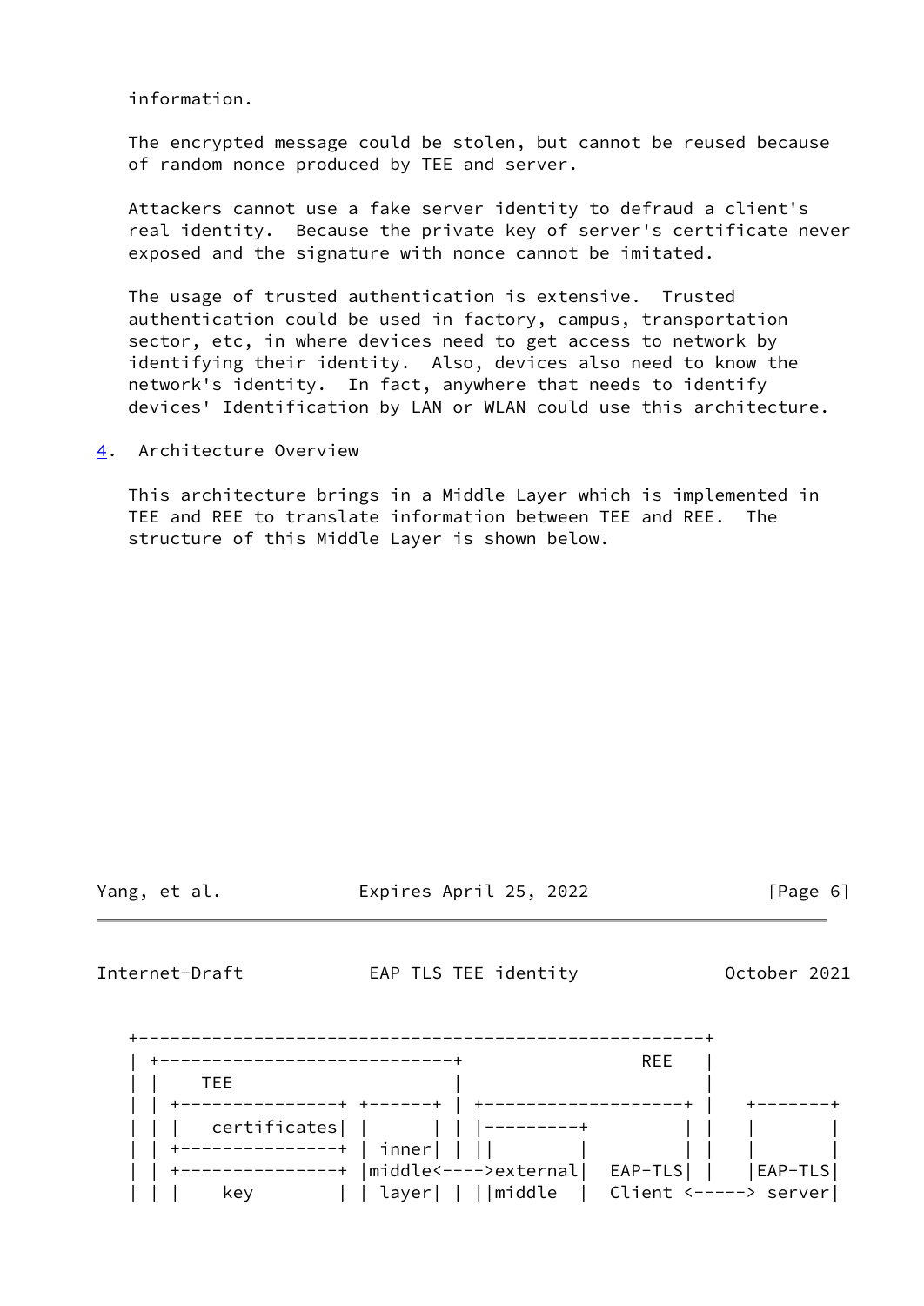information.

The encrypted message could be stolen, but cannot be reused because of random nonce produced by TEE and server.

Attackers cannot use a fake server identity to defraud a client's real identity. Because the private key of server's certificate never exposed and the signature with nonce cannot be imitated.

The usage of trusted authentication is extensive. Trusted authentication could be used in factory, campus, transportation sector, etc, in where devices need to get access to network by identifying their identity. Also, devices also need to know the network's identity. In fact, anywhere that needs to identify devices' Identification by LAN or WLAN could use this architecture.

## 4. Architecture Overview

This architecture brings in a Middle Layer which is implemented in TEE and REE to translate information between TEE and REE. The structure of this Middle Layer is shown below.

```
+-------------------------------------------------------+
| +----------------------------+                REE    |
| |    TEE                     |                       |
| | +---------------+ +------+ | +--------------------+ |    +-------+
| | |  certificates| |      | | | |---------+         | |    |       |
| | +---------------+ | inner| | ||         |         | |    |       |
| | +---------------+ |middle<---->external|  EAP-TLS| |    |EAP-TLS|
| | |    key        | | layer| | ||middle   |  Client <-----> server|
```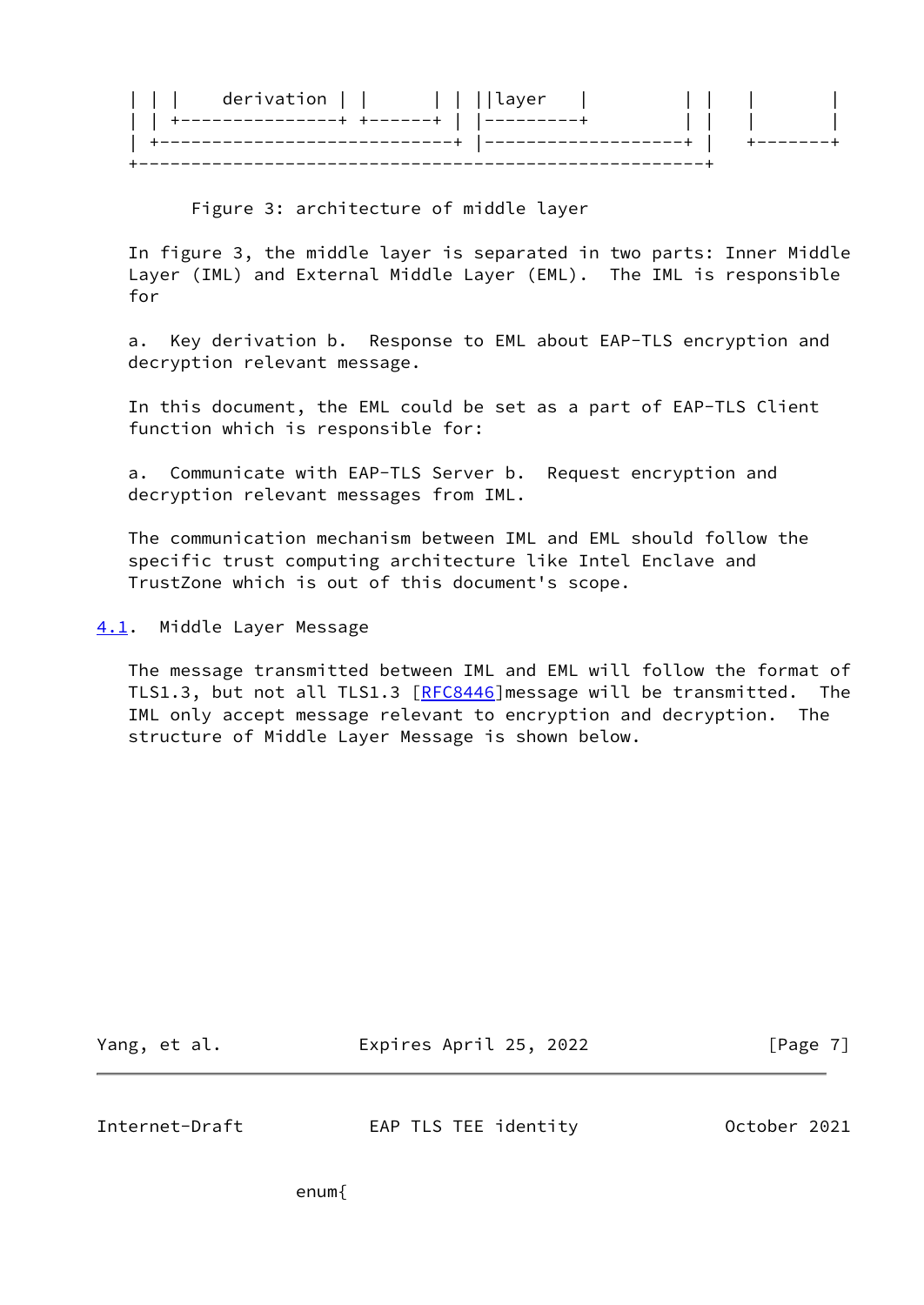```
| | |    derivation | |       | | ||layer    |         | |    |        |
| | +---------------+ +------+ | |---------+          | |    |        |
| +---------------------------+ |-------------------+ |    +--------+
+-------------------------------------------------------+
```

Figure 3: architecture of middle layer

In figure 3, the middle layer is separated in two parts: Inner Middle Layer (IML) and External Middle Layer (EML). The IML is responsible for

a. Key derivation b. Response to EML about EAP-TLS encryption and decryption relevant message.

In this document, the EML could be set as a part of EAP-TLS Client function which is responsible for:

a. Communicate with EAP-TLS Server b. Request encryption and decryption relevant messages from IML.

The communication mechanism between IML and EML should follow the specific trust computing architecture like Intel Enclave and TrustZone which is out of this document's scope.

## 4.1. Middle Layer Message

The message transmitted between IML and EML will follow the format of TLS1.3, but not all TLS1.3 [RFC8446]message will be transmitted. The IML only accept message relevant to encryption and decryption. The structure of Middle Layer Message is shown below.

```
              enum{
```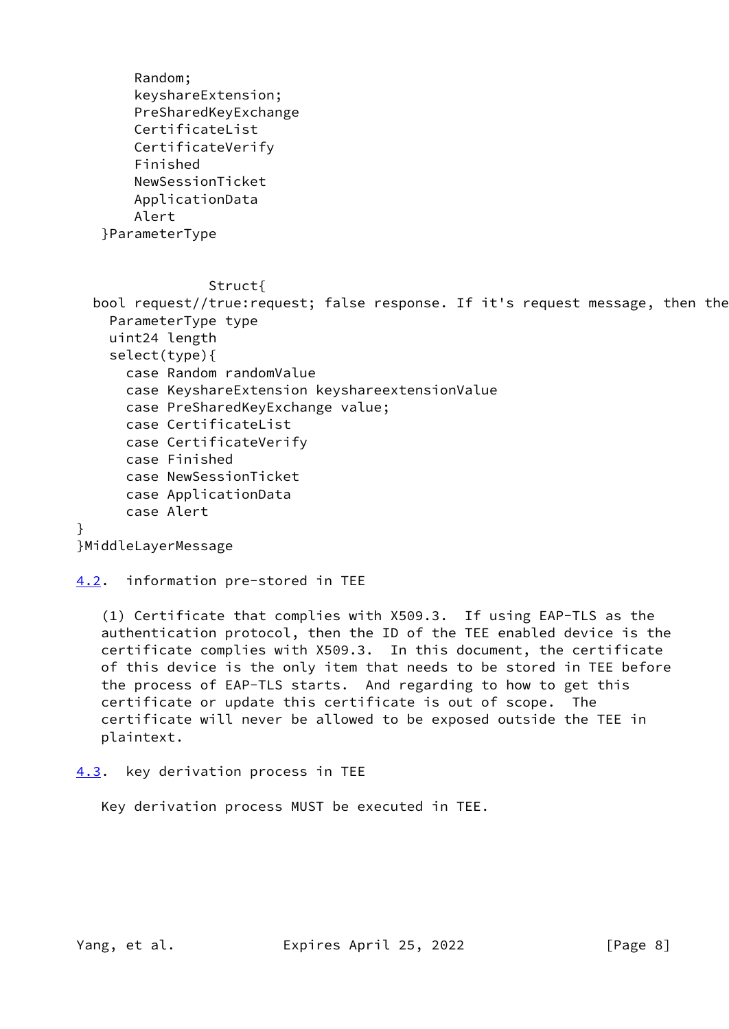```
        Random;
        keyshareExtension;
        PreSharedKeyExchange
        CertificateList
        CertificateVerify
        Finished
        NewSessionTicket
        ApplicationData
        Alert
    }ParameterType


                 Struct{
  bool request//true:request; false response. If it's request message, then the
    ParameterType type
    uint24 length
    select(type){
      case Random randomValue
      case KeyshareExtension keyshareextensionValue
      case PreSharedKeyExchange value;
      case CertificateList
      case CertificateVerify
      case Finished
      case NewSessionTicket
      case ApplicationData
      case Alert
}
}MiddleLayerMessage
```

## 4.2. information pre-stored in TEE

(1) Certificate that complies with X509.3. If using EAP-TLS as the authentication protocol, then the ID of the TEE enabled device is the certificate complies with X509.3. In this document, the certificate of this device is the only item that needs to be stored in TEE before the process of EAP-TLS starts. And regarding to how to get this certificate or update this certificate is out of scope. The certificate will never be allowed to be exposed outside the TEE in plaintext.

## 4.3. key derivation process in TEE

Key derivation process MUST be executed in TEE.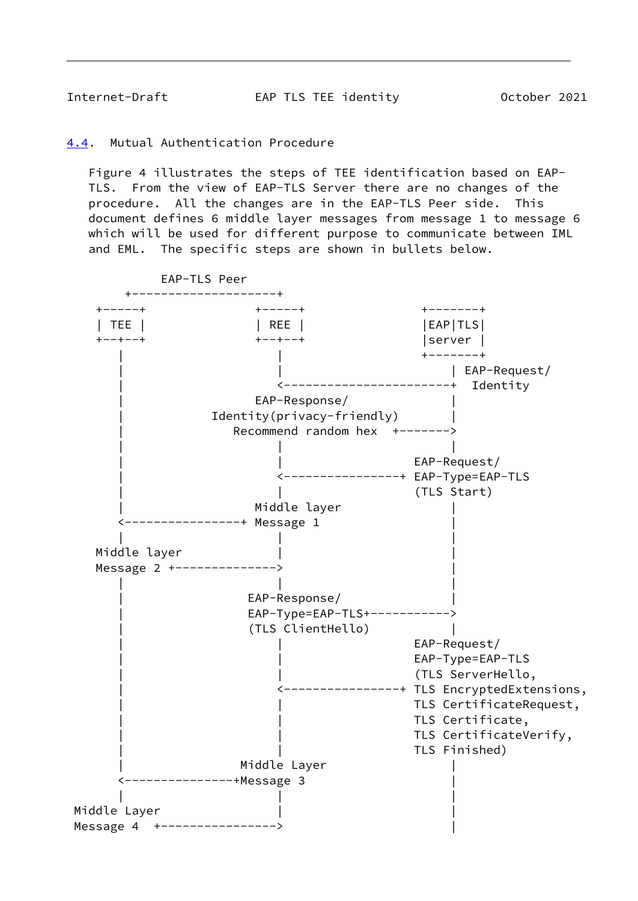## 4.4. Mutual Authentication Procedure

Figure 4 illustrates the steps of TEE identification based on EAP-TLS. From the view of EAP-TLS Server there are no changes of the procedure. All the changes are in the EAP-TLS Peer side. This document defines 6 middle layer messages from message 1 to message 6 which will be used for different purpose to communicate between IML and EML. The specific steps are shown in bullets below.

```
           EAP-TLS Peer
      +---------------------+
  +-----+              +-----+              +-------+
  | TEE |              | REE |              |EAP|TLS|
  +--+--+              +--+--+              |server |
     |                    |                 +-------+
     |                    |                     | EAP-Request/
     |                    <---------------------+  Identity
     |               EAP-Response/              |
     |         Identity(privacy-friendly)       |
     |            Recommend random hex  +------->
     |                    |                     |
     |                    |              EAP-Request/
     |                    <----------------+ EAP-Type=EAP-TLS
     |                    |              (TLS Start)
     |               Middle layer               |
     <----------------+ Message 1               |
     |                    |                     |
  Middle layer            |                     |
  Message 2 +-------------->                    |
     |                    |                     |
     |               EAP-Response/              |
     |               EAP-Type=EAP-TLS+----------->
     |               (TLS ClientHello)          |
     |                    |              EAP-Request/
     |                    |              EAP-Type=EAP-TLS
     |                    |              (TLS ServerHello,
     |                    <----------------+ TLS EncryptedExtensions,
     |                    |              TLS CertificateRequest,
     |                    |              TLS Certificate,
     |                    |              TLS CertificateVerify,
     |                    |              TLS Finished)
     |               Middle Layer               |
     <---------------+Message 3                 |
     |                    |                     |
 Middle Layer             |                     |
 Message 4  +---------------->                  |
```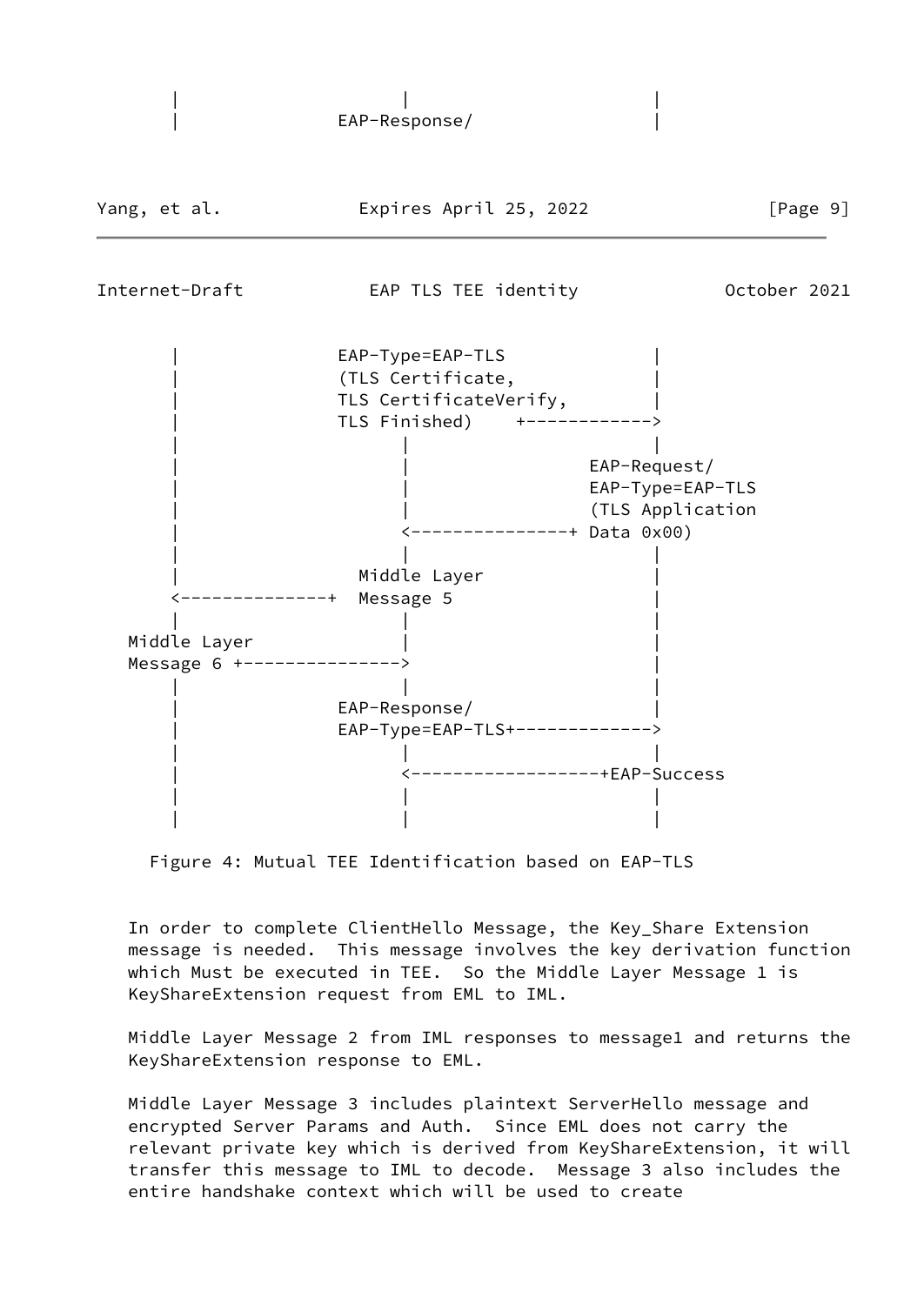```
       |                    |                          |
       |                EAP-Response/                  |
```

```
       |                EAP-Type=EAP-TLS               |
       |                (TLS Certificate,              |
       |                TLS CertificateVerify,         |
       |                TLS Finished)    +------------>
       |                    |                          |
       |                    |                     EAP-Request/
       |                    |                     EAP-Type=EAP-TLS
       |                    |                     (TLS Application
       |                    <---------------+ Data 0x00)
       |                    |                          |
       |                  Middle Layer                 |
       <--------------+  Message 5                     |
       |                    |                          |
   Middle Layer             |                          |
   Message 6 +--------------->                         |
       |                    |                          |
       |                EAP-Response/                  |
       |                EAP-Type=EAP-TLS+------------->
       |                    |                          |
       |                    <------------------+EAP-Success
       |                    |                          |
       |                    |                          |
```

Figure 4: Mutual TEE Identification based on EAP-TLS

In order to complete ClientHello Message, the Key_Share Extension message is needed. This message involves the key derivation function which Must be executed in TEE. So the Middle Layer Message 1 is KeyShareExtension request from EML to IML.

Middle Layer Message 2 from IML responses to message1 and returns the KeyShareExtension response to EML.

Middle Layer Message 3 includes plaintext ServerHello message and encrypted Server Params and Auth. Since EML does not carry the relevant private key which is derived from KeyShareExtension, it will transfer this message to IML to decode. Message 3 also includes the entire handshake context which will be used to create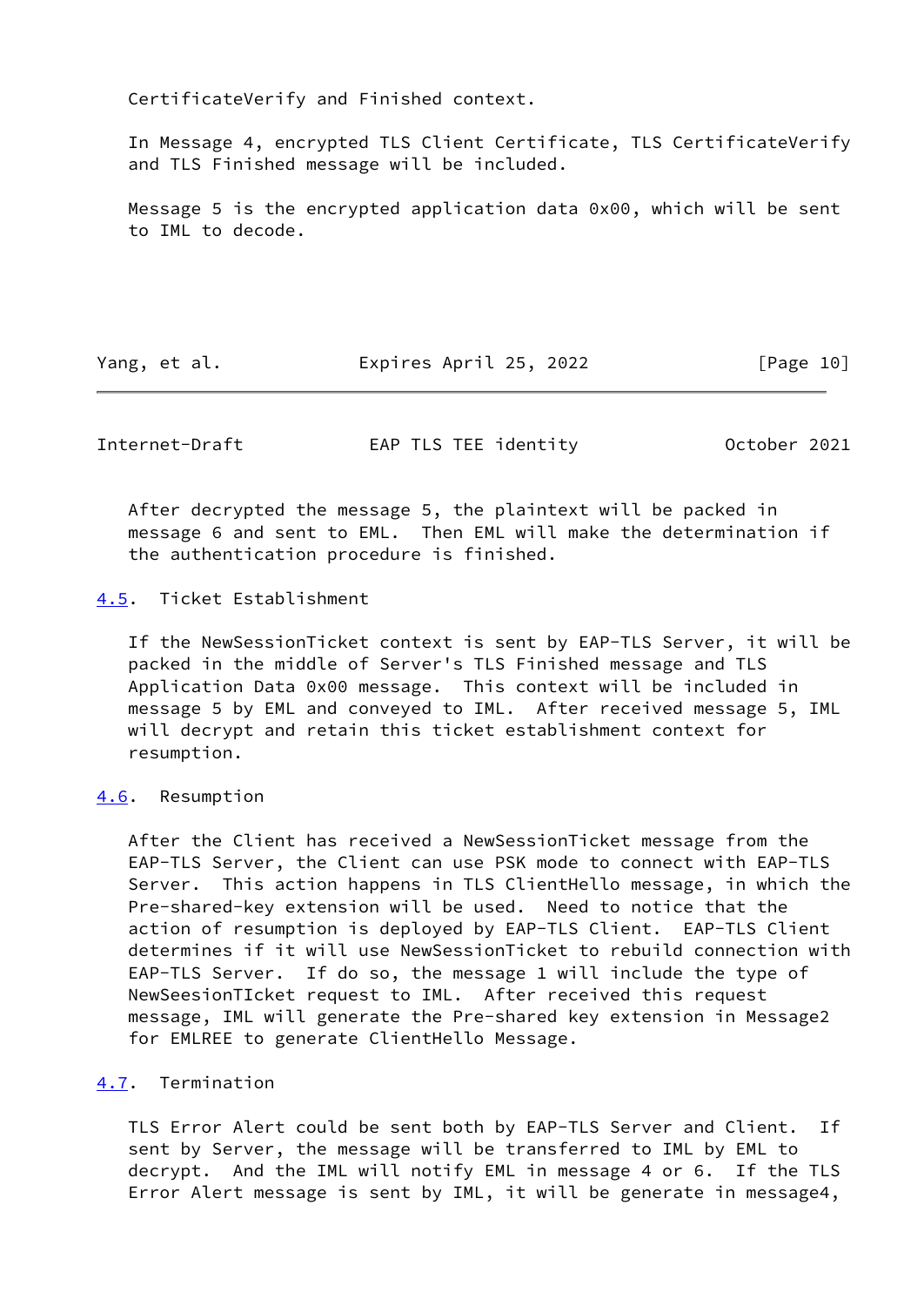CertificateVerify and Finished context.

In Message 4, encrypted TLS Client Certificate, TLS CertificateVerify and TLS Finished message will be included.

Message 5 is the encrypted application data 0x00, which will be sent to IML to decode.

After decrypted the message 5, the plaintext will be packed in message 6 and sent to EML. Then EML will make the determination if the authentication procedure is finished.

## 4.5. Ticket Establishment

If the NewSessionTicket context is sent by EAP-TLS Server, it will be packed in the middle of Server's TLS Finished message and TLS Application Data 0x00 message. This context will be included in message 5 by EML and conveyed to IML. After received message 5, IML will decrypt and retain this ticket establishment context for resumption.

## 4.6. Resumption

After the Client has received a NewSessionTicket message from the EAP-TLS Server, the Client can use PSK mode to connect with EAP-TLS Server. This action happens in TLS ClientHello message, in which the Pre-shared-key extension will be used. Need to notice that the action of resumption is deployed by EAP-TLS Client. EAP-TLS Client determines if it will use NewSessionTicket to rebuild connection with EAP-TLS Server. If do so, the message 1 will include the type of NewSeesionTIcket request to IML. After received this request message, IML will generate the Pre-shared key extension in Message2 for EMLREE to generate ClientHello Message.

## 4.7. Termination

TLS Error Alert could be sent both by EAP-TLS Server and Client. If sent by Server, the message will be transferred to IML by EML to decrypt. And the IML will notify EML in message 4 or 6. If the TLS Error Alert message is sent by IML, it will be generate in message4,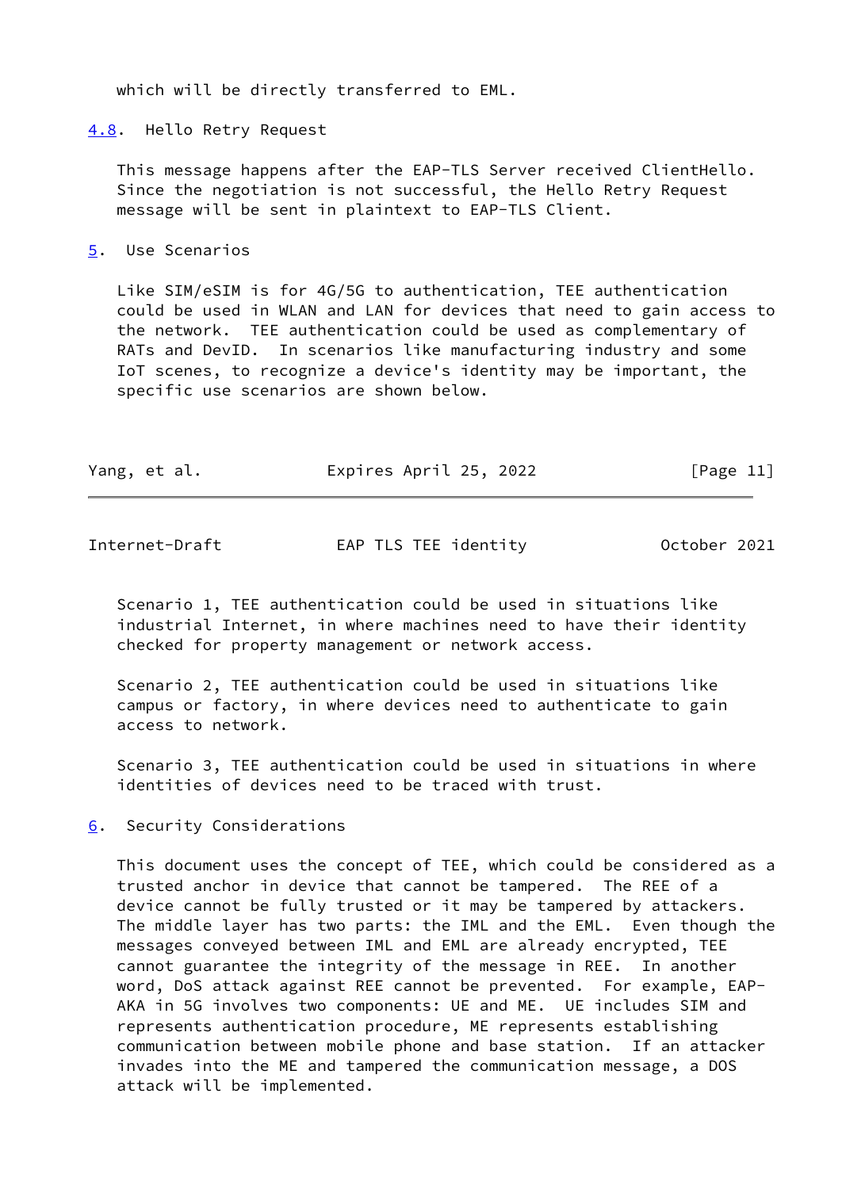which will be directly transferred to EML.

## 4.8. Hello Retry Request

This message happens after the EAP-TLS Server received ClientHello. Since the negotiation is not successful, the Hello Retry Request message will be sent in plaintext to EAP-TLS Client.

# 5. Use Scenarios

Like SIM/eSIM is for 4G/5G to authentication, TEE authentication could be used in WLAN and LAN for devices that need to gain access to the network. TEE authentication could be used as complementary of RATs and DevID. In scenarios like manufacturing industry and some IoT scenes, to recognize a device's identity may be important, the specific use scenarios are shown below.

Scenario 1, TEE authentication could be used in situations like industrial Internet, in where machines need to have their identity checked for property management or network access.

Scenario 2, TEE authentication could be used in situations like campus or factory, in where devices need to authenticate to gain access to network.

Scenario 3, TEE authentication could be used in situations in where identities of devices need to be traced with trust.

# 6. Security Considerations

This document uses the concept of TEE, which could be considered as a trusted anchor in device that cannot be tampered. The REE of a device cannot be fully trusted or it may be tampered by attackers. The middle layer has two parts: the IML and the EML. Even though the messages conveyed between IML and EML are already encrypted, TEE cannot guarantee the integrity of the message in REE. In another word, DoS attack against REE cannot be prevented. For example, EAP-AKA in 5G involves two components: UE and ME. UE includes SIM and represents authentication procedure, ME represents establishing communication between mobile phone and base station. If an attacker invades into the ME and tampered the communication message, a DOS attack will be implemented.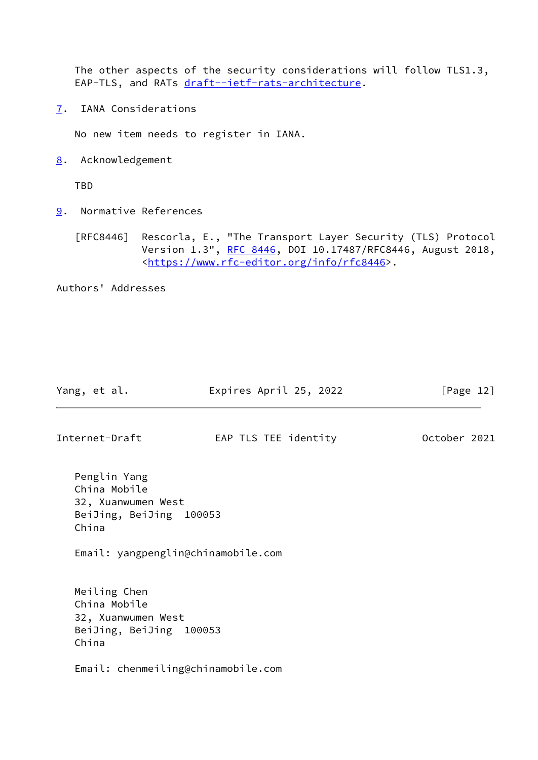The other aspects of the security considerations will follow TLS1.3, EAP-TLS, and RATs draft--ietf-rats-architecture.

## 7. IANA Considerations

No new item needs to register in IANA.

## 8. Acknowledgement

TBD

## 9. Normative References

[RFC8446] Rescorla, E., "The Transport Layer Security (TLS) Protocol Version 1.3", RFC 8446, DOI 10.17487/RFC8446, August 2018, <https://www.rfc-editor.org/info/rfc8446>.

## Authors' Addresses

Penglin Yang
China Mobile
32, Xuanwumen West
BeiJing, BeiJing 100053
China

Email: yangpenglin@chinamobile.com

Meiling Chen
China Mobile
32, Xuanwumen West
BeiJing, BeiJing 100053
China

Email: chenmeiling@chinamobile.com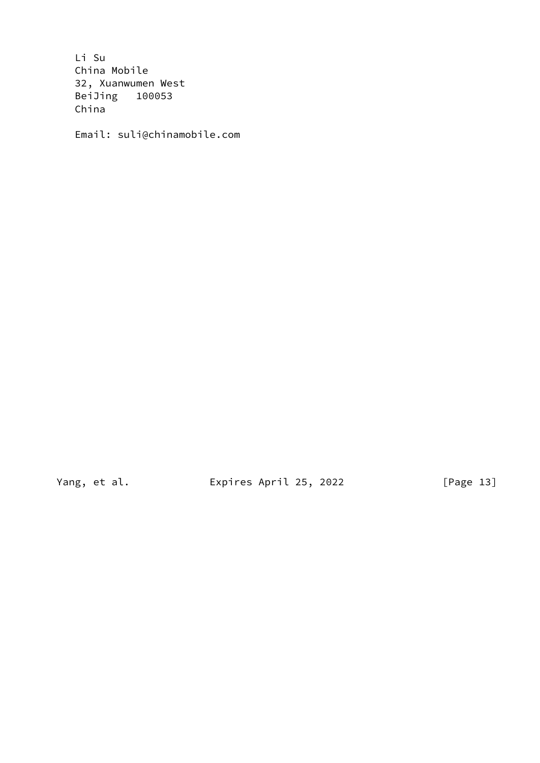Li Su
China Mobile
32, Xuanwumen West
BeiJing 100053
China

Email: suli@chinamobile.com